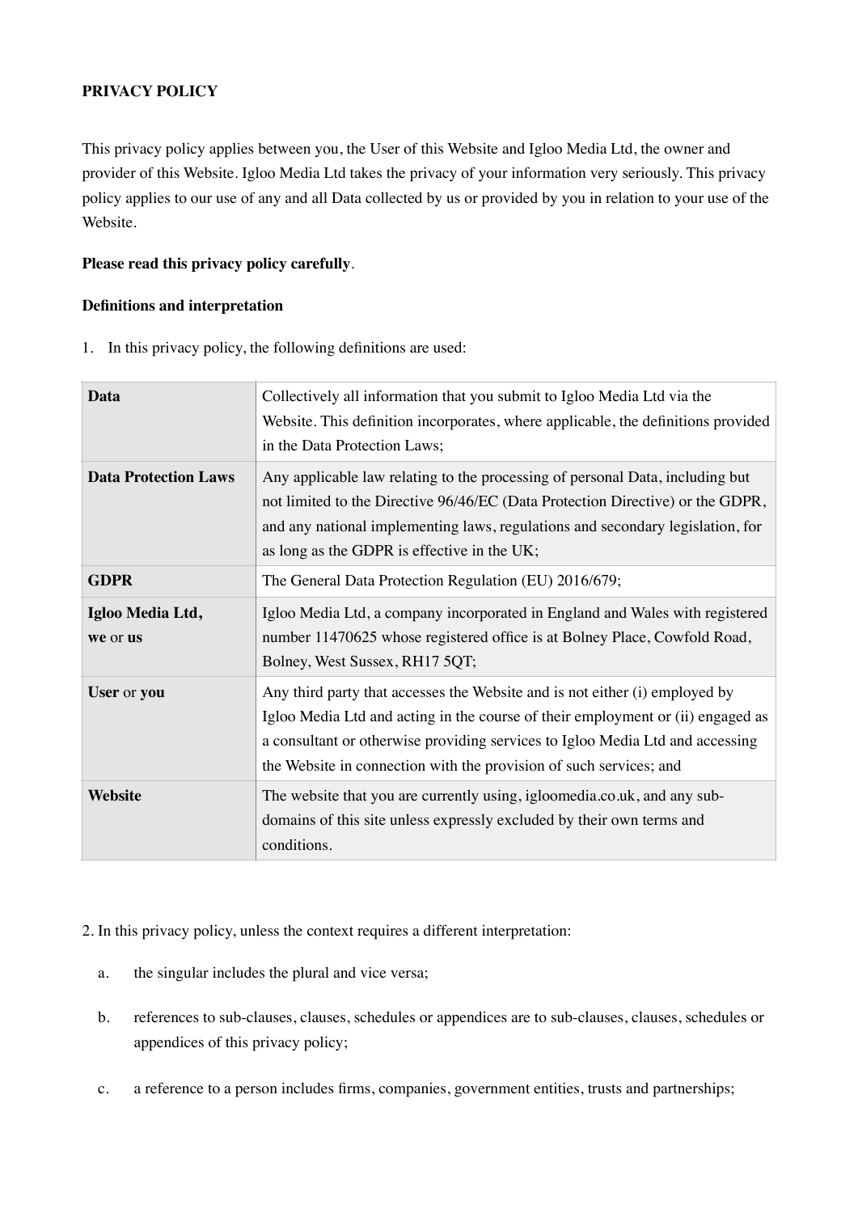**PRIVACY POLICY**

This privacy policy applies between you, the User of this Website and Igloo Media Ltd, the owner and provider of this Website. Igloo Media Ltd takes the privacy of your information very seriously. This privacy policy applies to our use of any and all Data collected by us or provided by you in relation to your use of the Website.

**Please read this privacy policy carefully**.

**Definitions and interpretation**

1. In this privacy policy, the following definitions are used:

| | |
|---|---|
| **Data** | Collectively all information that you submit to Igloo Media Ltd via the Website. This definition incorporates, where applicable, the definitions provided in the Data Protection Laws; |
| **Data Protection Laws** | Any applicable law relating to the processing of personal Data, including but not limited to the Directive 96/46/EC (Data Protection Directive) or the GDPR, and any national implementing laws, regulations and secondary legislation, for as long as the GDPR is effective in the UK; |
| **GDPR** | The General Data Protection Regulation (EU) 2016/679; |
| **Igloo Media Ltd, we** or **us** | Igloo Media Ltd, a company incorporated in England and Wales with registered number 11470625 whose registered office is at Bolney Place, Cowfold Road, Bolney, West Sussex, RH17 5QT; |
| **User** or **you** | Any third party that accesses the Website and is not either (i) employed by Igloo Media Ltd and acting in the course of their employment or (ii) engaged as a consultant or otherwise providing services to Igloo Media Ltd and accessing the Website in connection with the provision of such services; and |
| **Website** | The website that you are currently using, igloomedia.co.uk, and any sub-domains of this site unless expressly excluded by their own terms and conditions. |

2. In this privacy policy, unless the context requires a different interpretation:

   a. the singular includes the plural and vice versa;

   b. references to sub-clauses, clauses, schedules or appendices are to sub-clauses, clauses, schedules or appendices of this privacy policy;

   c. a reference to a person includes firms, companies, government entities, trusts and partnerships;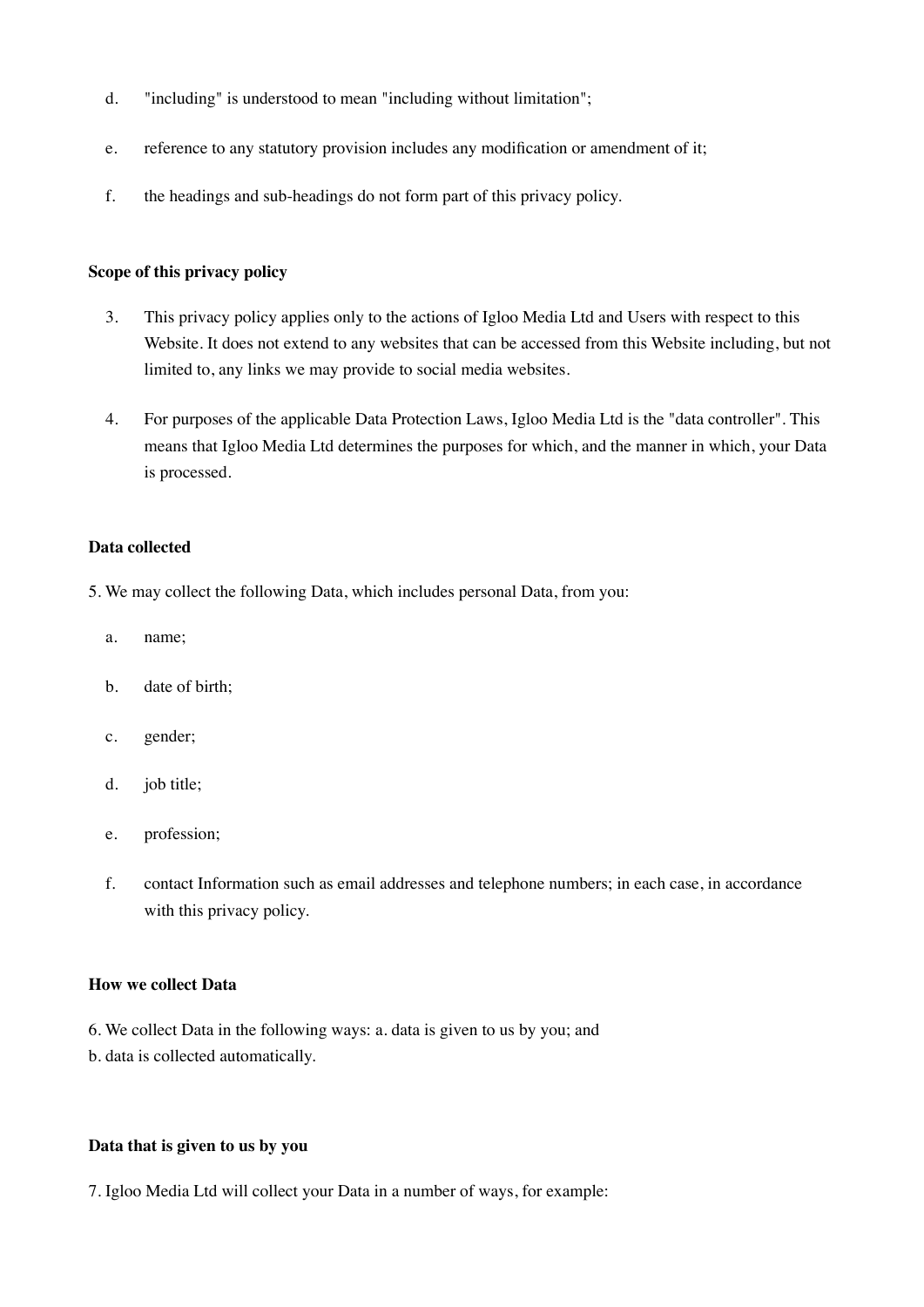d. "including" is understood to mean "including without limitation";

e. reference to any statutory provision includes any modification or amendment of it;

f. the headings and sub-headings do not form part of this privacy policy.

**Scope of this privacy policy**

3. This privacy policy applies only to the actions of Igloo Media Ltd and Users with respect to this Website. It does not extend to any websites that can be accessed from this Website including, but not limited to, any links we may provide to social media websites.

4. For purposes of the applicable Data Protection Laws, Igloo Media Ltd is the "data controller". This means that Igloo Media Ltd determines the purposes for which, and the manner in which, your Data is processed.

**Data collected**

5. We may collect the following Data, which includes personal Data, from you:

a. name;

b. date of birth;

c. gender;

d. job title;

e. profession;

f. contact Information such as email addresses and telephone numbers; in each case, in accordance with this privacy policy.

**How we collect Data**

6. We collect Data in the following ways: a. data is given to us by you; and
b. data is collected automatically.

**Data that is given to us by you**

7. Igloo Media Ltd will collect your Data in a number of ways, for example: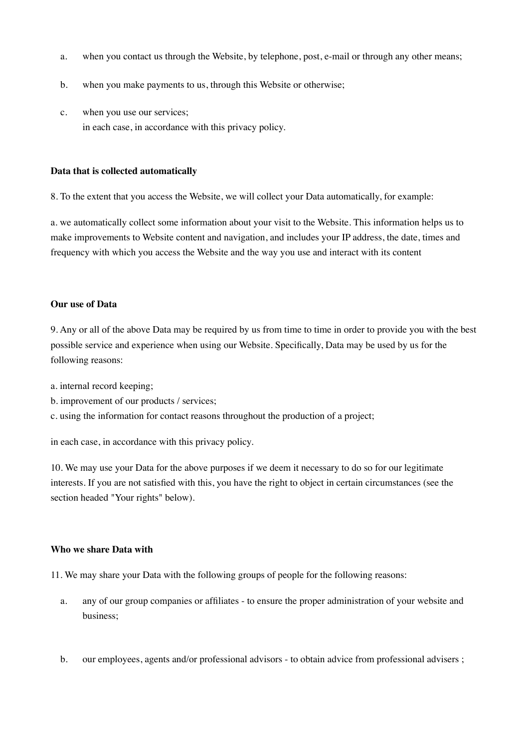a. when you contact us through the Website, by telephone, post, e-mail or through any other means;

b. when you make payments to us, through this Website or otherwise;

c. when you use our services;
   in each case, in accordance with this privacy policy.

**Data that is collected automatically**

8. To the extent that you access the Website, we will collect your Data automatically, for example:

a. we automatically collect some information about your visit to the Website. This information helps us to make improvements to Website content and navigation, and includes your IP address, the date, times and frequency with which you access the Website and the way you use and interact with its content

**Our use of Data**

9. Any or all of the above Data may be required by us from time to time in order to provide you with the best possible service and experience when using our Website. Specifically, Data may be used by us for the following reasons:

a. internal record keeping;
b. improvement of our products / services;
c. using the information for contact reasons throughout the production of a project;

in each case, in accordance with this privacy policy.

10. We may use your Data for the above purposes if we deem it necessary to do so for our legitimate interests. If you are not satisfied with this, you have the right to object in certain circumstances (see the section headed "Your rights" below).

**Who we share Data with**

11. We may share your Data with the following groups of people for the following reasons:

a. any of our group companies or affiliates - to ensure the proper administration of your website and business;

b. our employees, agents and/or professional advisors - to obtain advice from professional advisers ;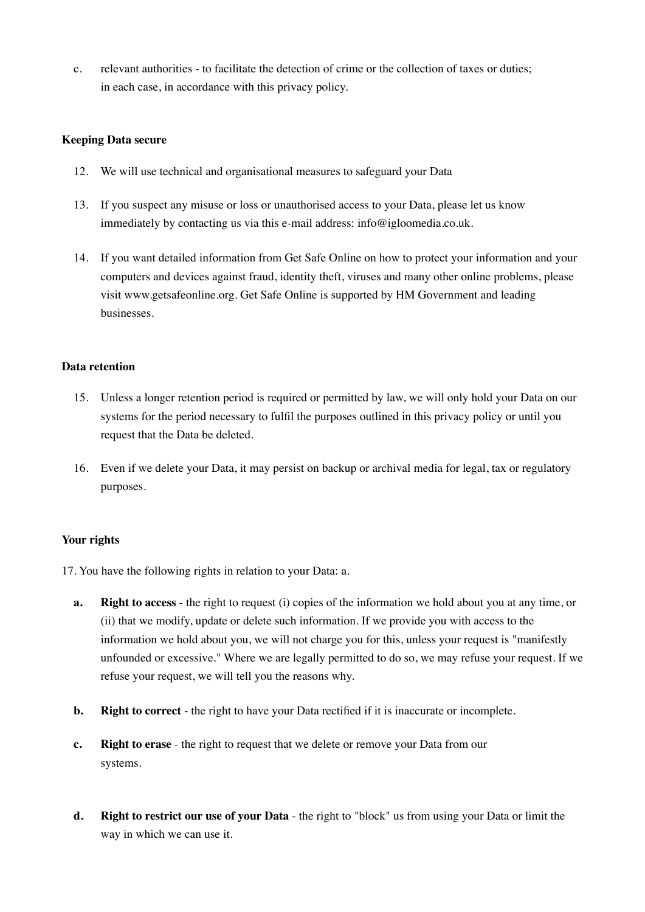c. relevant authorities - to facilitate the detection of crime or the collection of taxes or duties; in each case, in accordance with this privacy policy.

**Keeping Data secure**

12. We will use technical and organisational measures to safeguard your Data

13. If you suspect any misuse or loss or unauthorised access to your Data, please let us know immediately by contacting us via this e-mail address: info@igloomedia.co.uk.

14. If you want detailed information from Get Safe Online on how to protect your information and your computers and devices against fraud, identity theft, viruses and many other online problems, please visit www.getsafeonline.org. Get Safe Online is supported by HM Government and leading businesses.

**Data retention**

15. Unless a longer retention period is required or permitted by law, we will only hold your Data on our systems for the period necessary to fulfil the purposes outlined in this privacy policy or until you request that the Data be deleted.

16. Even if we delete your Data, it may persist on backup or archival media for legal, tax or regulatory purposes.

**Your rights**

17. You have the following rights in relation to your Data: a.

- **a. Right to access** - the right to request (i) copies of the information we hold about you at any time, or (ii) that we modify, update or delete such information. If we provide you with access to the information we hold about you, we will not charge you for this, unless your request is "manifestly unfounded or excessive." Where we are legally permitted to do so, we may refuse your request. If we refuse your request, we will tell you the reasons why.

- **b. Right to correct** - the right to have your Data rectified if it is inaccurate or incomplete.

- **c. Right to erase** - the right to request that we delete or remove your Data from our systems.

- **d. Right to restrict our use of your Data** - the right to "block" us from using your Data or limit the way in which we can use it.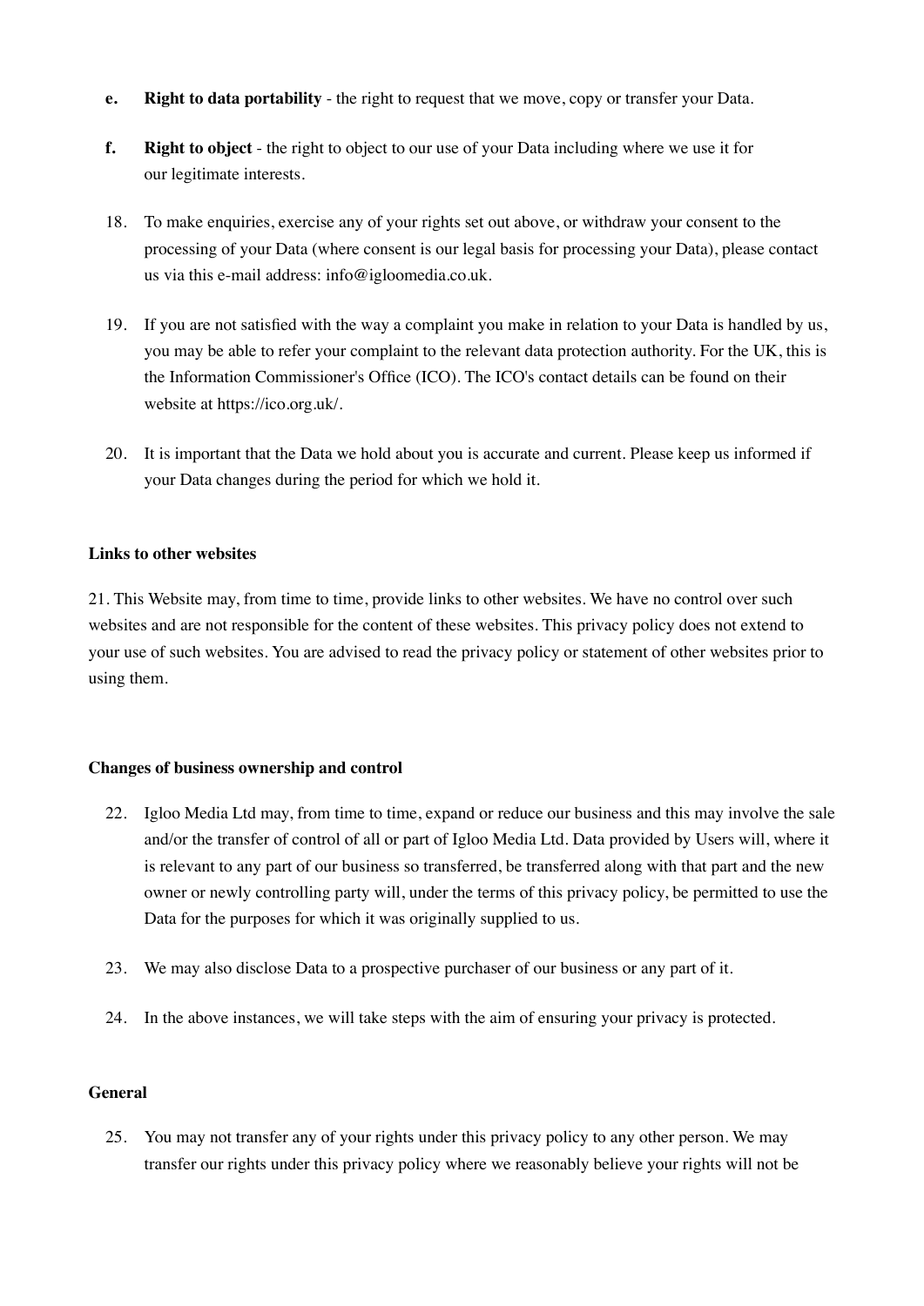e. **Right to data portability** - the right to request that we move, copy or transfer your Data.

f. **Right to object** - the right to object to our use of your Data including where we use it for our legitimate interests.

18. To make enquiries, exercise any of your rights set out above, or withdraw your consent to the processing of your Data (where consent is our legal basis for processing your Data), please contact us via this e-mail address: info@igloomedia.co.uk.

19. If you are not satisfied with the way a complaint you make in relation to your Data is handled by us, you may be able to refer your complaint to the relevant data protection authority. For the UK, this is the Information Commissioner's Office (ICO). The ICO's contact details can be found on their website at https://ico.org.uk/.

20. It is important that the Data we hold about you is accurate and current. Please keep us informed if your Data changes during the period for which we hold it.

**Links to other websites**

21. This Website may, from time to time, provide links to other websites. We have no control over such websites and are not responsible for the content of these websites. This privacy policy does not extend to your use of such websites. You are advised to read the privacy policy or statement of other websites prior to using them.

**Changes of business ownership and control**

22. Igloo Media Ltd may, from time to time, expand or reduce our business and this may involve the sale and/or the transfer of control of all or part of Igloo Media Ltd. Data provided by Users will, where it is relevant to any part of our business so transferred, be transferred along with that part and the new owner or newly controlling party will, under the terms of this privacy policy, be permitted to use the Data for the purposes for which it was originally supplied to us.

23. We may also disclose Data to a prospective purchaser of our business or any part of it.

24. In the above instances, we will take steps with the aim of ensuring your privacy is protected.

**General**

25. You may not transfer any of your rights under this privacy policy to any other person. We may transfer our rights under this privacy policy where we reasonably believe your rights will not be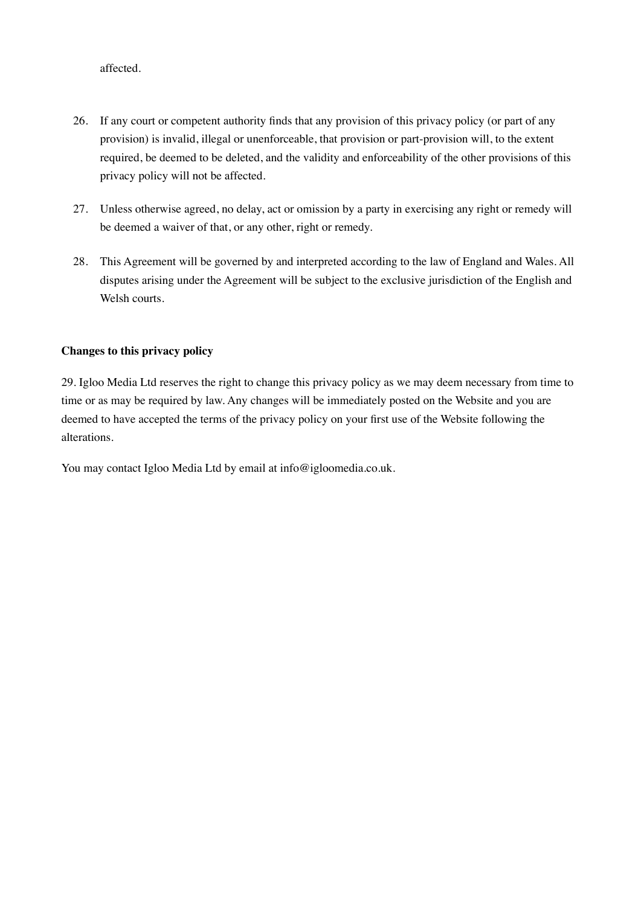affected.

26. If any court or competent authority finds that any provision of this privacy policy (or part of any provision) is invalid, illegal or unenforceable, that provision or part-provision will, to the extent required, be deemed to be deleted, and the validity and enforceability of the other provisions of this privacy policy will not be affected.

27. Unless otherwise agreed, no delay, act or omission by a party in exercising any right or remedy will be deemed a waiver of that, or any other, right or remedy.

28. This Agreement will be governed by and interpreted according to the law of England and Wales. All disputes arising under the Agreement will be subject to the exclusive jurisdiction of the English and Welsh courts.

**Changes to this privacy policy**

29. Igloo Media Ltd reserves the right to change this privacy policy as we may deem necessary from time to time or as may be required by law. Any changes will be immediately posted on the Website and you are deemed to have accepted the terms of the privacy policy on your first use of the Website following the alterations.

You may contact Igloo Media Ltd by email at info@igloomedia.co.uk.